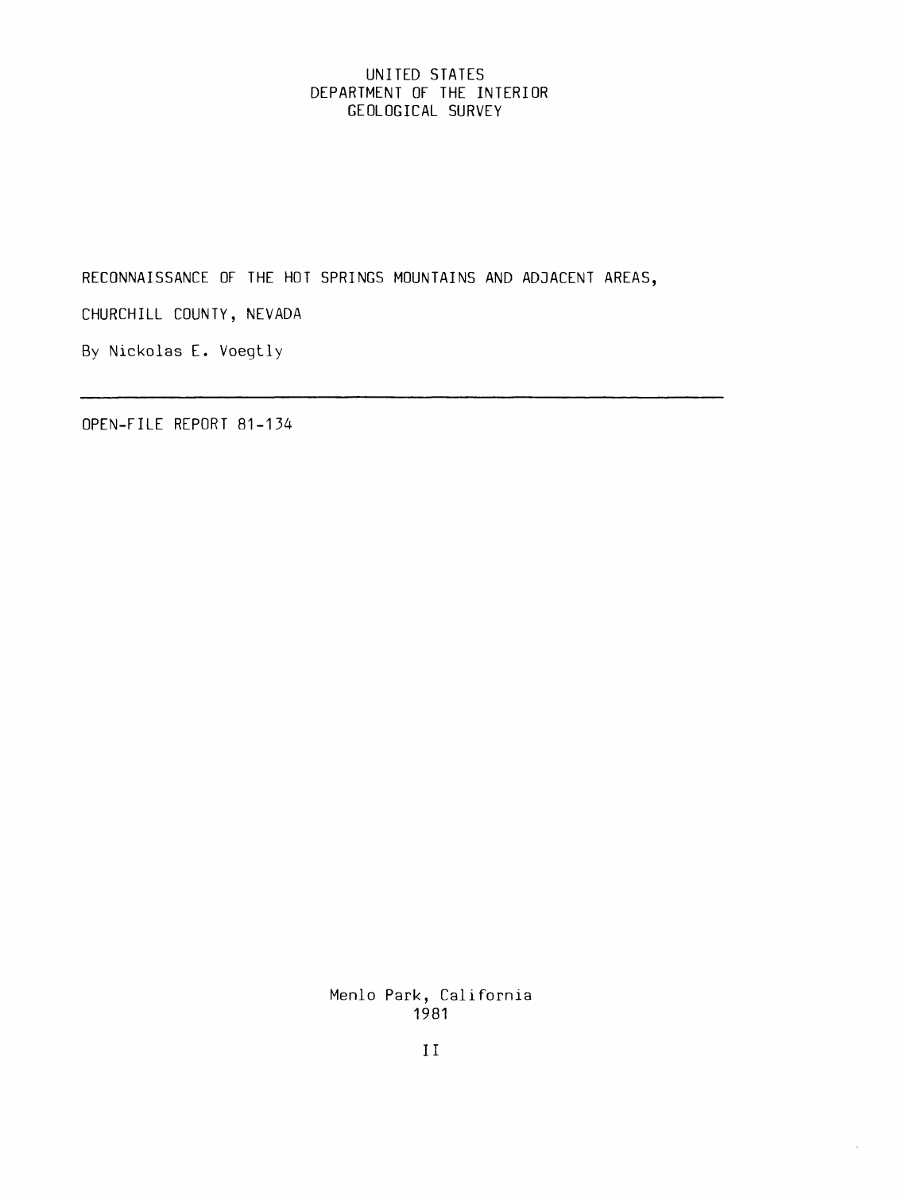UNITED STATES
DEPARTMENT OF THE INTERIOR
GEOLOGICAL SURVEY

# RECONNAISSANCE OF THE HOT SPRINGS MOUNTAINS AND ADJACENT AREAS, CHURCHILL COUNTY, NEVADA

By Nickolas E. Voegtly

---

OPEN-FILE REPORT 81-134

Menlo Park, California
1981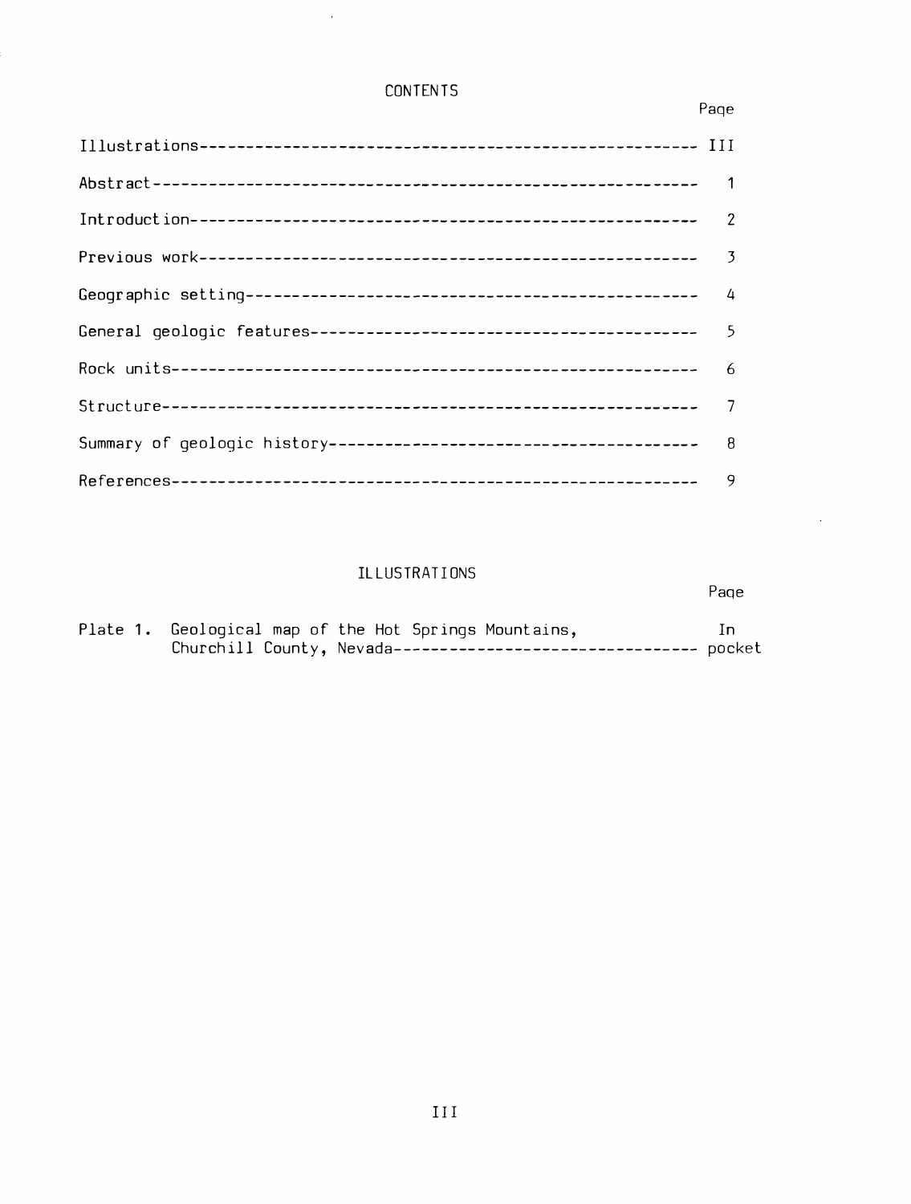# CONTENTS

| | Page |
|---|---|
| Illustrations | III |
| Abstract | 1 |
| Introduction | 2 |
| Previous work | 3 |
| Geographic setting | 4 |
| General geologic features | 5 |
| Rock units | 6 |
| Structure | 7 |
| Summary of geologic history | 8 |
| References | 9 |

# ILLUSTRATIONS

| | Page |
|---|---|
| Plate 1. Geological map of the Hot Springs Mountains, Churchill County, Nevada | In pocket |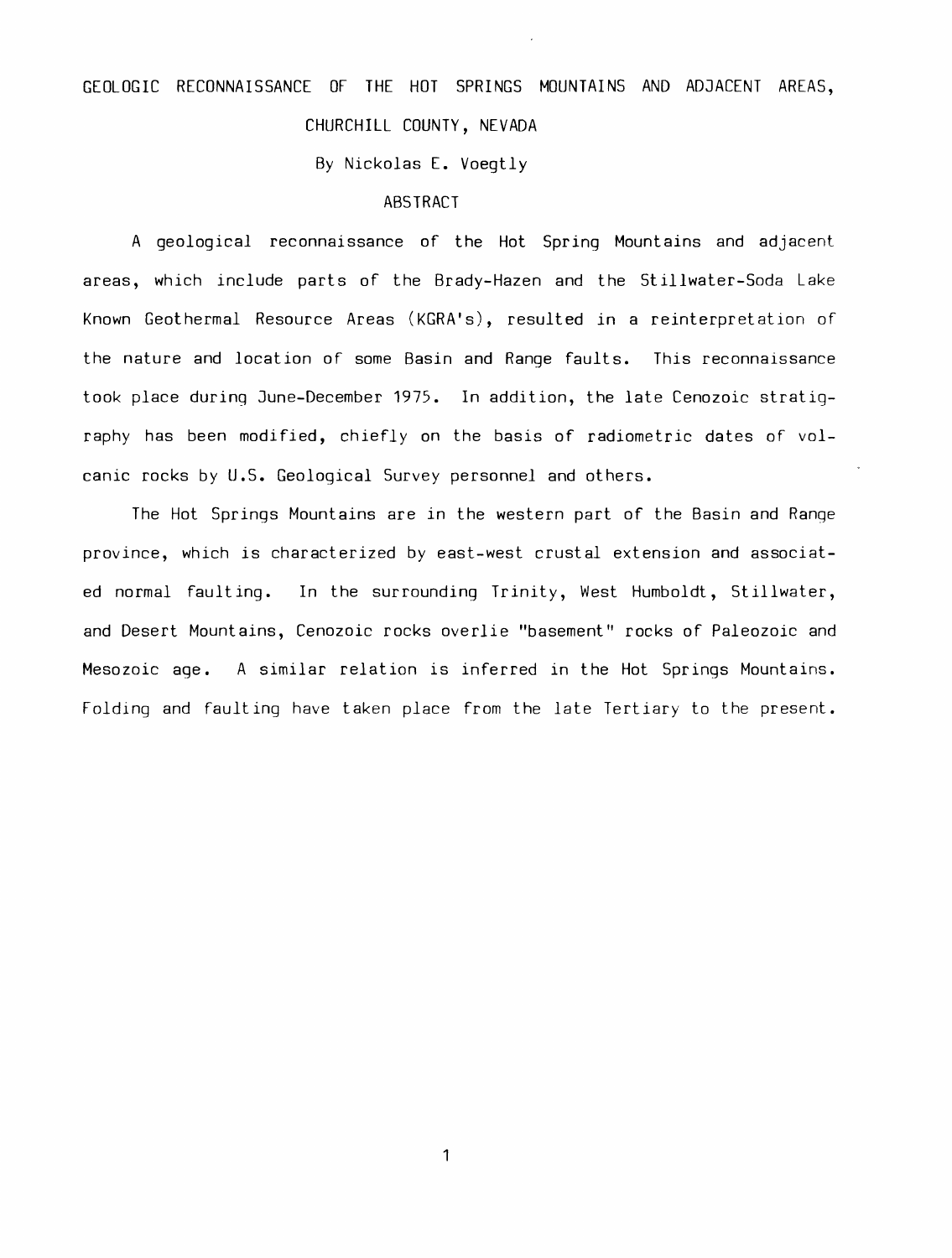# GEOLOGIC RECONNAISSANCE OF THE HOT SPRINGS MOUNTAINS AND ADJACENT AREAS, CHURCHILL COUNTY, NEVADA

By Nickolas E. Voegtly

## ABSTRACT

A geological reconnaissance of the Hot Spring Mountains and adjacent areas, which include parts of the Brady-Hazen and the Stillwater-Soda Lake Known Geothermal Resource Areas (KGRA's), resulted in a reinterpretation of the nature and location of some Basin and Range faults. This reconnaissance took place during June-December 1975. In addition, the late Cenozoic stratigraphy has been modified, chiefly on the basis of radiometric dates of volcanic rocks by U.S. Geological Survey personnel and others.

The Hot Springs Mountains are in the western part of the Basin and Range province, which is characterized by east-west crustal extension and associated normal faulting. In the surrounding Trinity, West Humboldt, Stillwater, and Desert Mountains, Cenozoic rocks overlie "basement" rocks of Paleozoic and Mesozoic age. A similar relation is inferred in the Hot Springs Mountains. Folding and faulting have taken place from the late Tertiary to the present.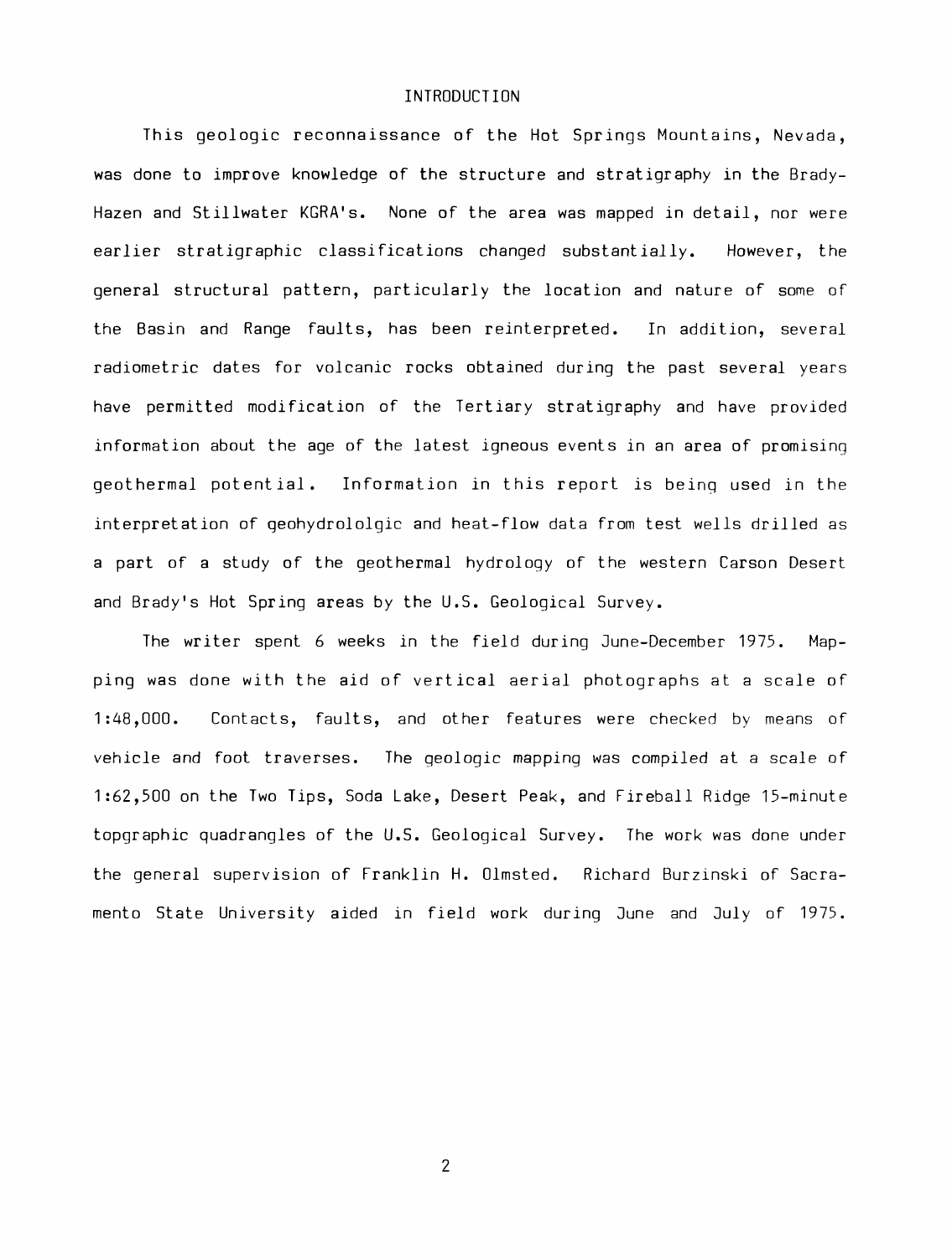# INTRODUCTION

This geologic reconnaissance of the Hot Springs Mountains, Nevada, was done to improve knowledge of the structure and stratigraphy in the Brady-Hazen and Stillwater KGRA's. None of the area was mapped in detail, nor were earlier stratigraphic classifications changed substantially. However, the general structural pattern, particularly the location and nature of some of the Basin and Range faults, has been reinterpreted. In addition, several radiometric dates for volcanic rocks obtained during the past several years have permitted modification of the Tertiary stratigraphy and have provided information about the age of the latest igneous events in an area of promising geothermal potential. Information in this report is being used in the interpretation of geohydrololgic and heat-flow data from test wells drilled as a part of a study of the geothermal hydrology of the western Carson Desert and Brady's Hot Spring areas by the U.S. Geological Survey.

The writer spent 6 weeks in the field during June-December 1975. Mapping was done with the aid of vertical aerial photographs at a scale of 1:48,000. Contacts, faults, and other features were checked by means of vehicle and foot traverses. The geologic mapping was compiled at a scale of 1:62,500 on the Two Tips, Soda Lake, Desert Peak, and Fireball Ridge 15-minute topgraphic quadrangles of the U.S. Geological Survey. The work was done under the general supervision of Franklin H. Olmsted. Richard Burzinski of Sacramento State University aided in field work during June and July of 1975.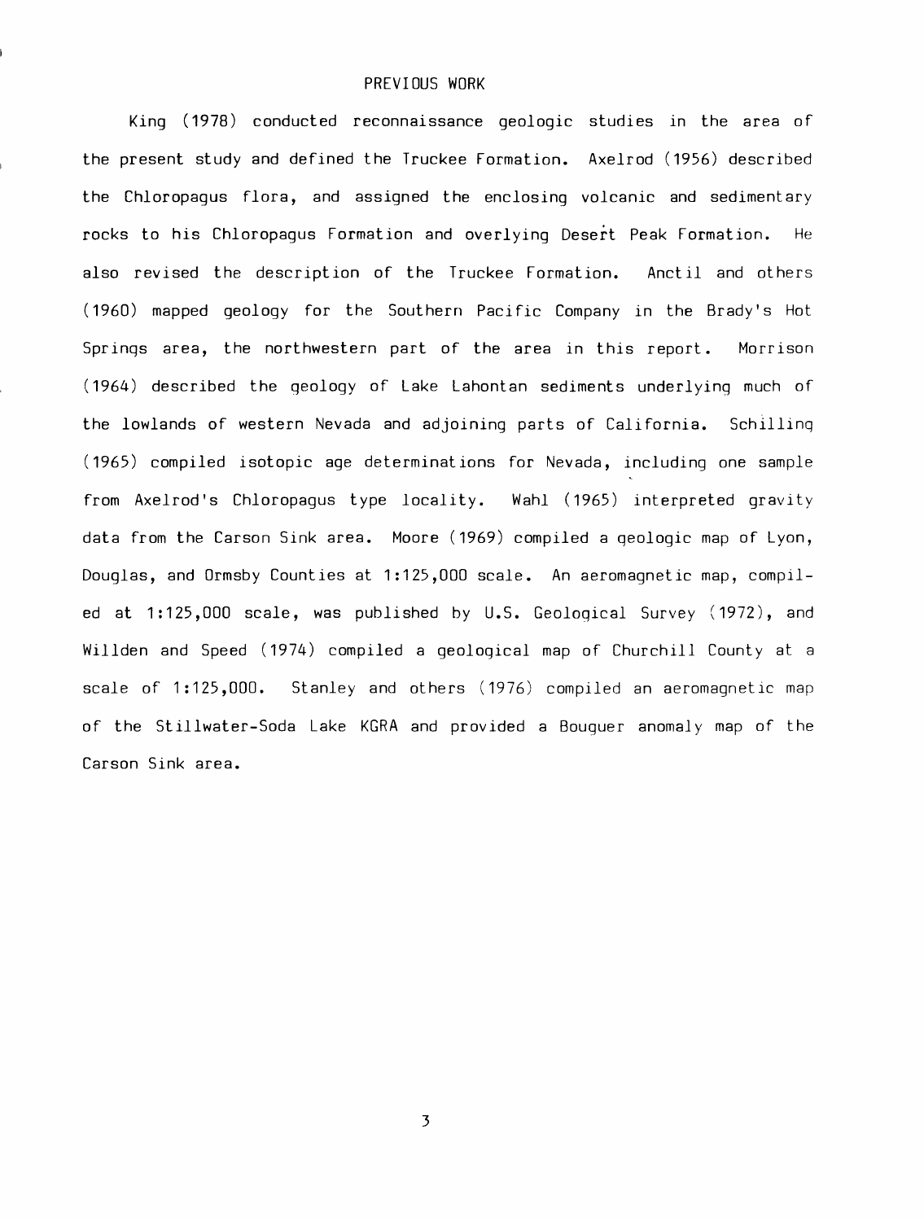## PREVIOUS WORK

King (1978) conducted reconnaissance geologic studies in the area of the present study and defined the Truckee Formation. Axelrod (1956) described the Chloropagus flora, and assigned the enclosing volcanic and sedimentary rocks to his Chloropagus Formation and overlying Desert Peak Formation. He also revised the description of the Truckee Formation. Anctil and others (1960) mapped geology for the Southern Pacific Company in the Brady's Hot Springs area, the northwestern part of the area in this report. Morrison (1964) described the geology of Lake Lahontan sediments underlying much of the lowlands of western Nevada and adjoining parts of California. Schilling (1965) compiled isotopic age determinations for Nevada, including one sample from Axelrod's Chloropagus type locality. Wahl (1965) interpreted gravity data from the Carson Sink area. Moore (1969) compiled a geologic map of Lyon, Douglas, and Ormsby Counties at 1:125,000 scale. An aeromagnetic map, compiled at 1:125,000 scale, was published by U.S. Geological Survey (1972), and Willden and Speed (1974) compiled a geological map of Churchill County at a scale of 1:125,000. Stanley and others (1976) compiled an aeromagnetic map of the Stillwater-Soda Lake KGRA and provided a Bouguer anomaly map of the Carson Sink area.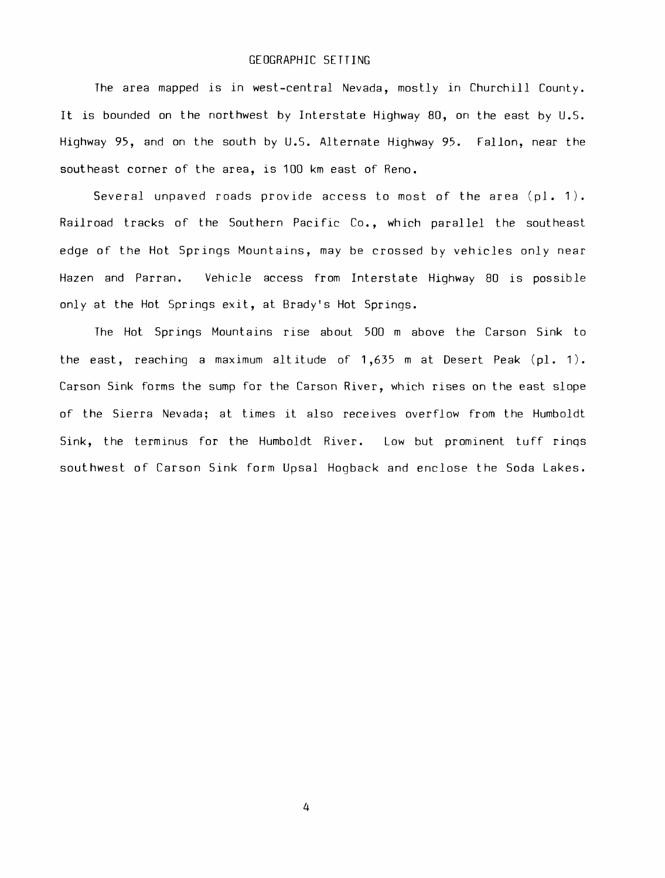## GEOGRAPHIC SETTING

The area mapped is in west-central Nevada, mostly in Churchill County. It is bounded on the northwest by Interstate Highway 80, on the east by U.S. Highway 95, and on the south by U.S. Alternate Highway 95. Fallon, near the southeast corner of the area, is 100 km east of Reno.

Several unpaved roads provide access to most of the area (pl. 1). Railroad tracks of the Southern Pacific Co., which parallel the southeast edge of the Hot Springs Mountains, may be crossed by vehicles only near Hazen and Parran. Vehicle access from Interstate Highway 80 is possible only at the Hot Springs exit, at Brady's Hot Springs.

The Hot Springs Mountains rise about 500 m above the Carson Sink to the east, reaching a maximum altitude of 1,635 m at Desert Peak (pl. 1). Carson Sink forms the sump for the Carson River, which rises on the east slope of the Sierra Nevada; at times it also receives overflow from the Humboldt Sink, the terminus for the Humboldt River. Low but prominent tuff rings southwest of Carson Sink form Upsal Hogback and enclose the Soda Lakes.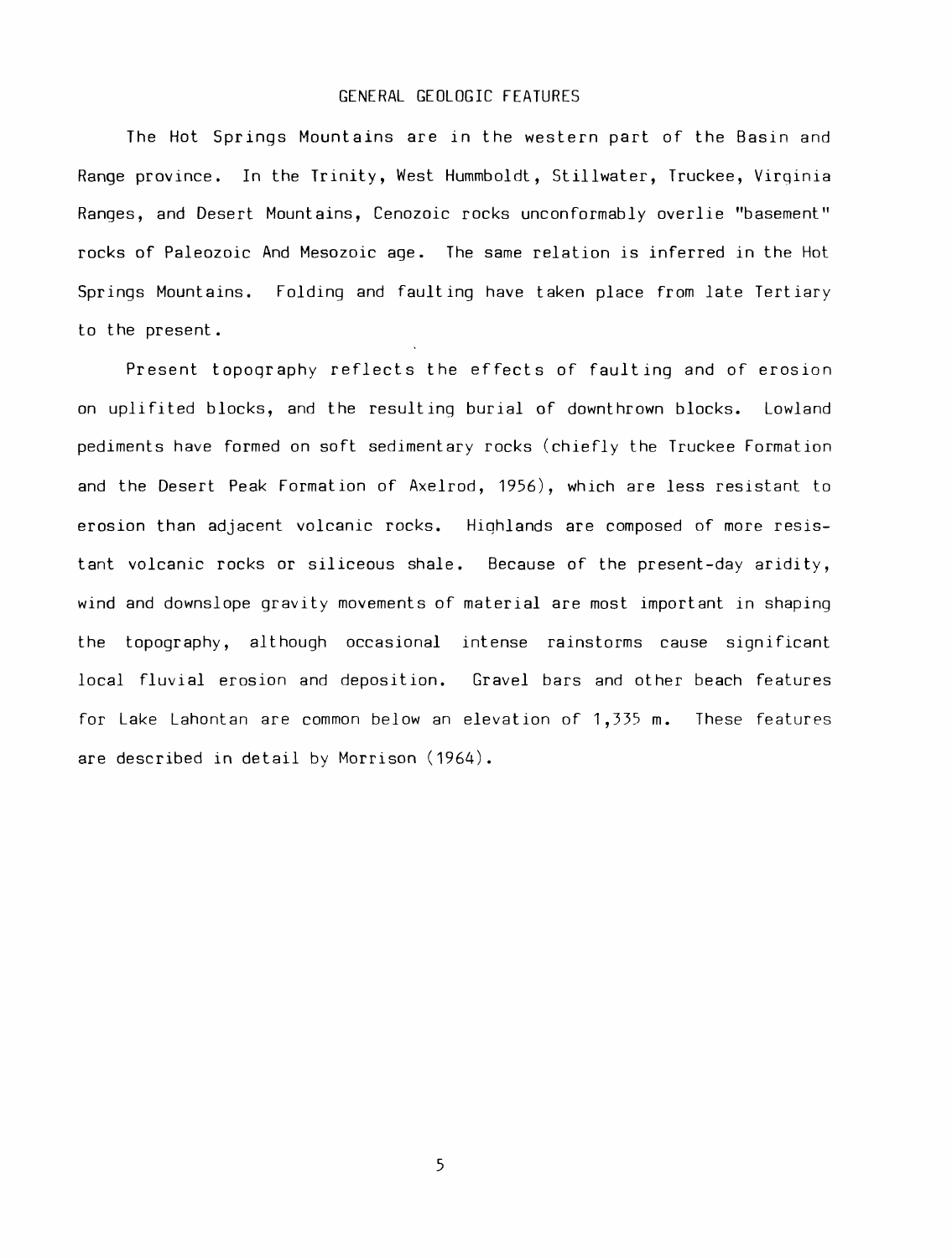## GENERAL GEOLOGIC FEATURES

The Hot Springs Mountains are in the western part of the Basin and Range province. In the Trinity, West Hummboldt, Stillwater, Truckee, Virginia Ranges, and Desert Mountains, Cenozoic rocks unconformably overlie "basement" rocks of Paleozoic And Mesozoic age. The same relation is inferred in the Hot Springs Mountains. Folding and faulting have taken place from late Tertiary to the present.

Present topography reflects the effects of faulting and of erosion on uplifited blocks, and the resulting burial of downthrown blocks. Lowland pediments have formed on soft sedimentary rocks (chiefly the Truckee Formation and the Desert Peak Formation of Axelrod, 1956), which are less resistant to erosion than adjacent volcanic rocks. Highlands are composed of more resistant volcanic rocks or siliceous shale. Because of the present-day aridity, wind and downslope gravity movements of material are most important in shaping the topography, although occasional intense rainstorms cause significant local fluvial erosion and deposition. Gravel bars and other beach features for Lake Lahontan are common below an elevation of 1,335 m. These features are described in detail by Morrison (1964).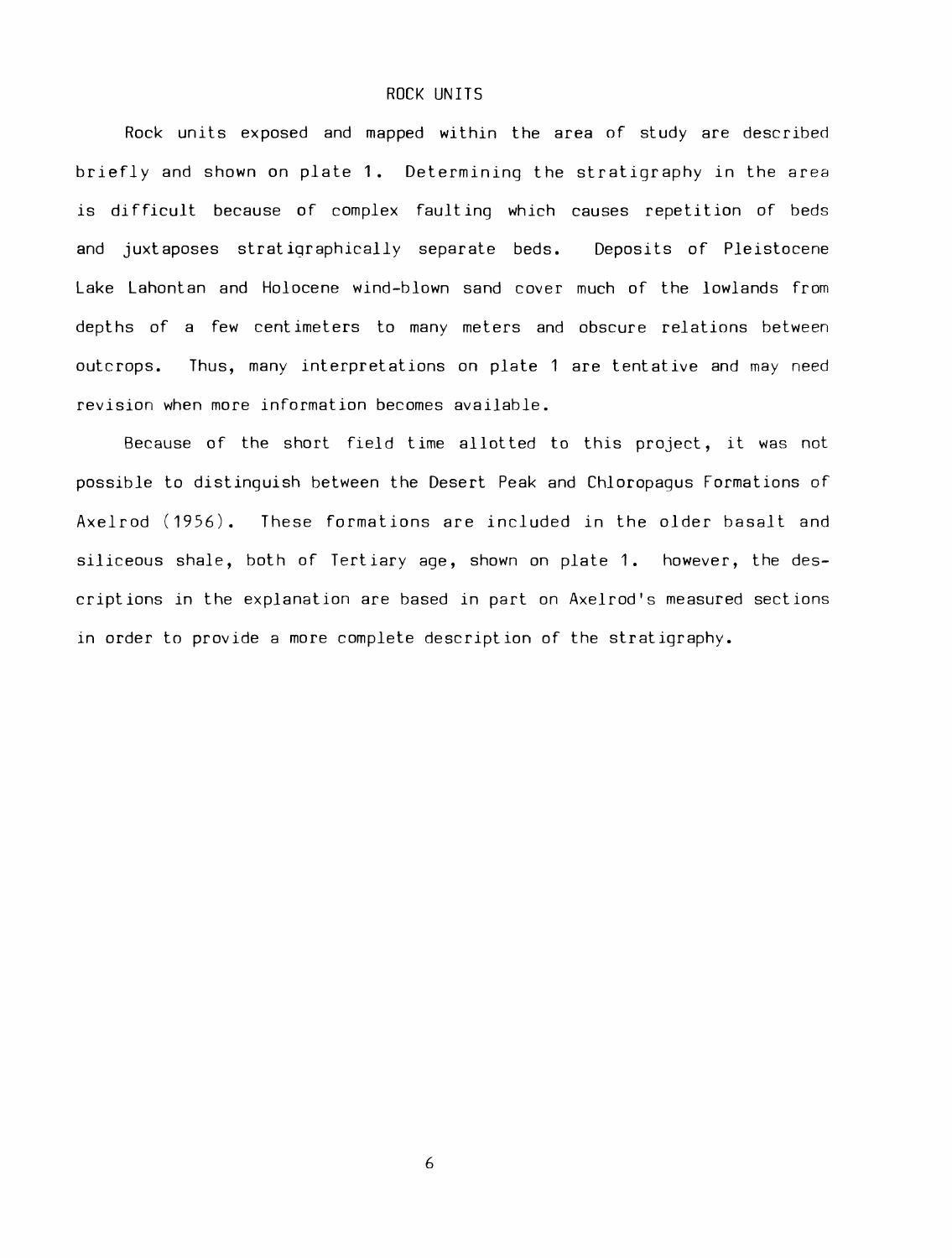# ROCK UNITS

Rock units exposed and mapped within the area of study are described briefly and shown on plate 1. Determining the stratigraphy in the area is difficult because of complex faulting which causes repetition of beds and juxtaposes stratigraphically separate beds. Deposits of Pleistocene Lake Lahontan and Holocene wind-blown sand cover much of the lowlands from depths of a few centimeters to many meters and obscure relations between outcrops. Thus, many interpretations on plate 1 are tentative and may need revision when more information becomes available.

Because of the short field time allotted to this project, it was not possible to distinguish between the Desert Peak and Chloropagus Formations of Axelrod (1956). These formations are included in the older basalt and siliceous shale, both of Tertiary age, shown on plate 1. however, the descriptions in the explanation are based in part on Axelrod's measured sections in order to provide a more complete description of the stratigraphy.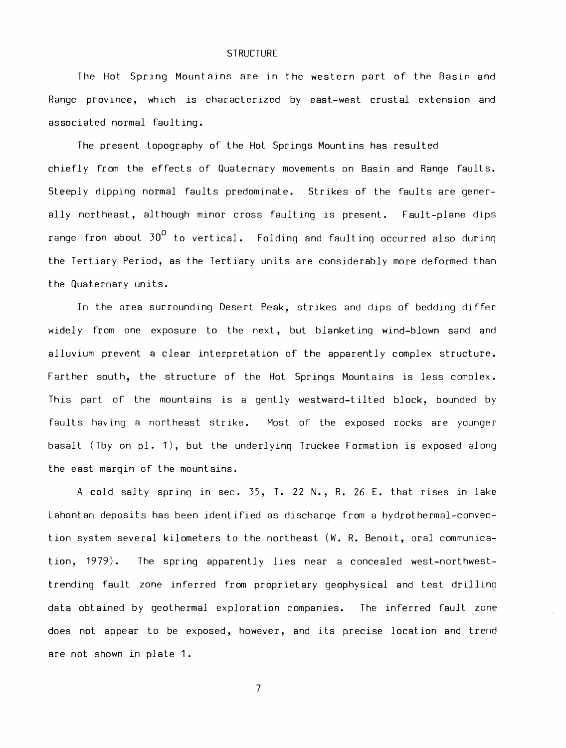## STRUCTURE

The Hot Spring Mountains are in the western part of the Basin and Range province, which is characterized by east-west crustal extension and associated normal faulting.

The present topography of the Hot Springs Mountins has resulted chiefly from the effects of Quaternary movements on Basin and Range faults. Steeply dipping normal faults predominate. Strikes of the faults are generally northeast, although minor cross faulting is present. Fault-plane dips range fron about 30° to vertical. Folding and faulting occurred also during the Tertiary Period, as the Tertiary units are considerably more deformed than the Quaternary units.

In the area surrounding Desert Peak, strikes and dips of bedding differ widely from one exposure to the next, but blanketing wind-blown sand and alluvium prevent a clear interpretation of the apparently complex structure. Farther south, the structure of the Hot Springs Mountains is less complex. This part of the mountains is a gently westward-tilted block, bounded by faults having a northeast strike. Most of the exposed rocks are younger basalt (Tby on pl. 1), but the underlying Truckee Formation is exposed along the east margin of the mountains.

A cold salty spring in sec. 35, T. 22 N., R. 26 E. that rises in lake Lahontan deposits has been identified as discharge from a hydrothermal-convection system several kilometers to the northeast (W. R. Benoit, oral communication, 1979). The spring apparently lies near a concealed west-northwest-trending fault zone inferred from proprietary geophysical and test drilling data obtained by geothermal exploration companies. The inferred fault zone does not appear to be exposed, however, and its precise location and trend are not shown in plate 1.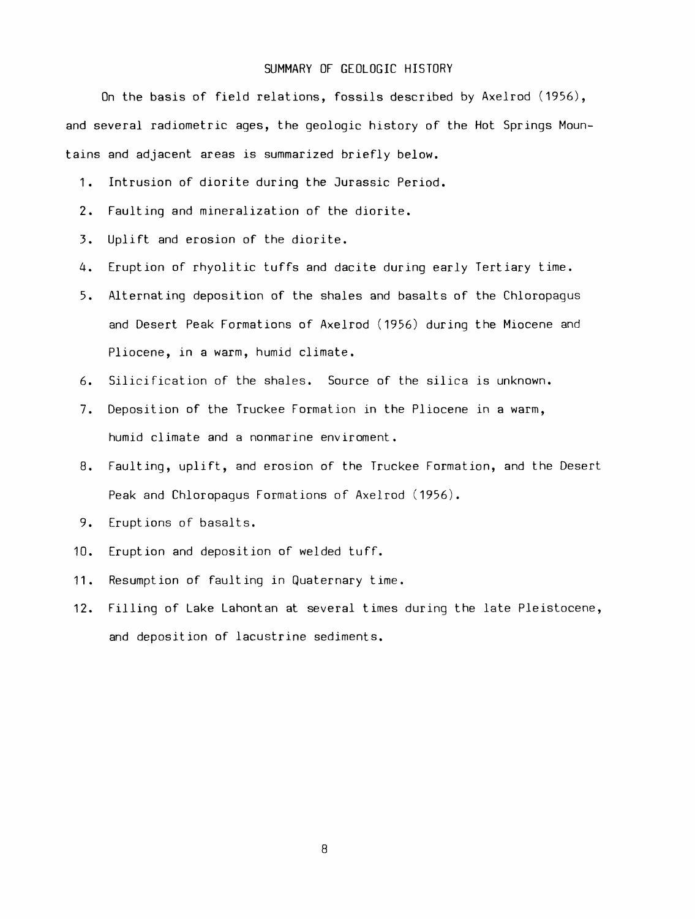## SUMMARY OF GEOLOGIC HISTORY

On the basis of field relations, fossils described by Axelrod (1956), and several radiometric ages, the geologic history of the Hot Springs Mountains and adjacent areas is summarized briefly below.

1. Intrusion of diorite during the Jurassic Period.
2. Faulting and mineralization of the diorite.
3. Uplift and erosion of the diorite.
4. Eruption of rhyolitic tuffs and dacite during early Tertiary time.
5. Alternating deposition of the shales and basalts of the Chloropagus and Desert Peak Formations of Axelrod (1956) during the Miocene and Pliocene, in a warm, humid climate.
6. Silicification of the shales. Source of the silica is unknown.
7. Deposition of the Truckee Formation in the Pliocene in a warm, humid climate and a nonmarine enviroment.
8. Faulting, uplift, and erosion of the Truckee Formation, and the Desert Peak and Chloropagus Formations of Axelrod (1956).
9. Eruptions of basalts.
10. Eruption and deposition of welded tuff.
11. Resumption of faulting in Quaternary time.
12. Filling of Lake Lahontan at several times during the late Pleistocene, and deposition of lacustrine sediments.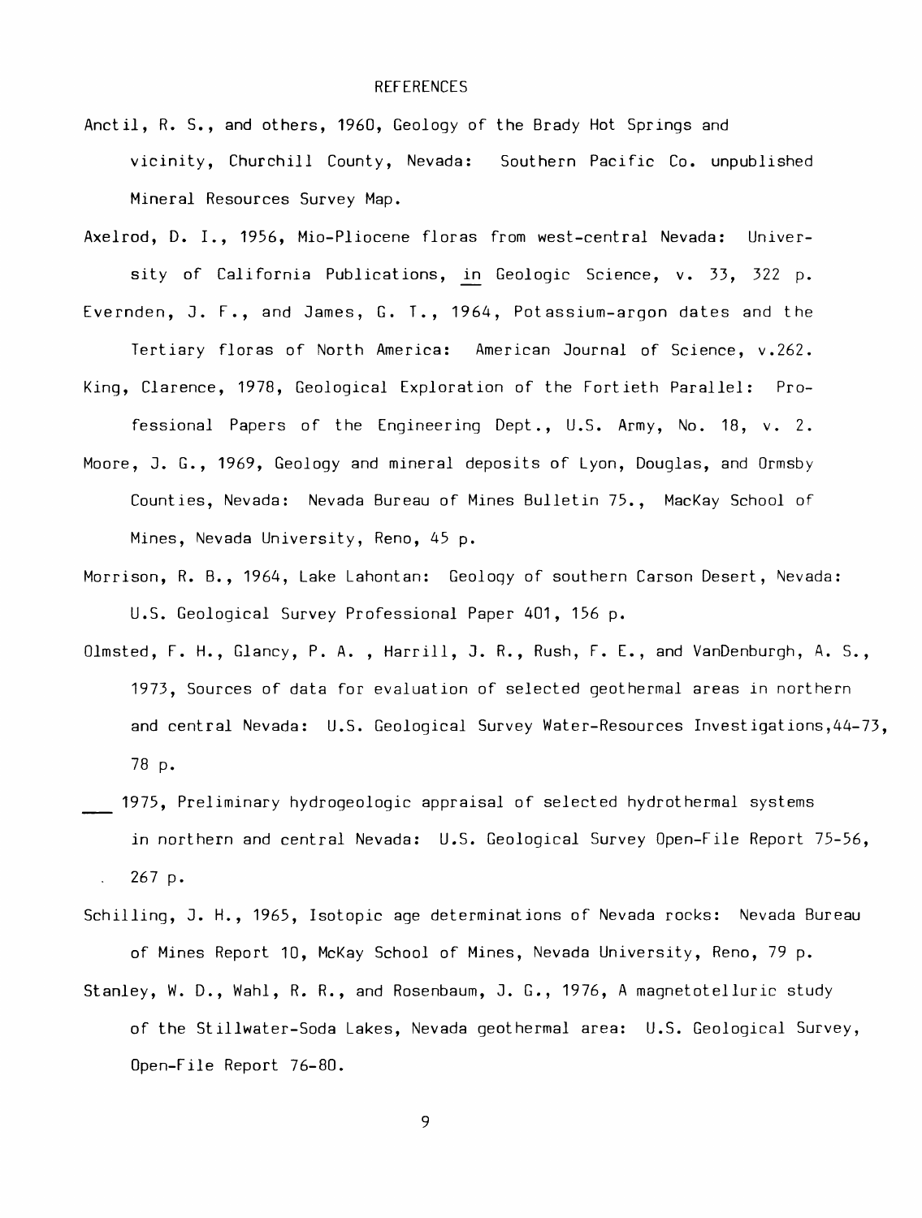# REFERENCES

Anctil, R. S., and others, 1960, Geology of the Brady Hot Springs and vicinity, Churchill County, Nevada: Southern Pacific Co. unpublished Mineral Resources Survey Map.

Axelrod, D. I., 1956, Mio-Pliocene floras from west-central Nevada: University of California Publications, in Geologic Science, v. 33, 322 p.

Evernden, J. F., and James, G. T., 1964, Potassium-argon dates and the Tertiary floras of North America: American Journal of Science, v.262.

King, Clarence, 1978, Geological Exploration of the Fortieth Parallel: Professional Papers of the Engineering Dept., U.S. Army, No. 18, v. 2.

Moore, J. G., 1969, Geology and mineral deposits of Lyon, Douglas, and Ormsby Counties, Nevada: Nevada Bureau of Mines Bulletin 75., MacKay School of Mines, Nevada University, Reno, 45 p.

Morrison, R. B., 1964, Lake Lahontan: Geology of southern Carson Desert, Nevada: U.S. Geological Survey Professional Paper 401, 156 p.

Olmsted, F. H., Glancy, P. A. , Harrill, J. R., Rush, F. E., and VanDenburgh, A. S., 1973, Sources of data for evaluation of selected geothermal areas in northern and central Nevada: U.S. Geological Survey Water-Resources Investigations,44-73, 78 p.

\_\_\_ 1975, Preliminary hydrogeologic appraisal of selected hydrothermal systems in northern and central Nevada: U.S. Geological Survey Open-File Report 75-56, 267 p.

Schilling, J. H., 1965, Isotopic age determinations of Nevada rocks: Nevada Bureau of Mines Report 10, McKay School of Mines, Nevada University, Reno, 79 p.

Stanley, W. D., Wahl, R. R., and Rosenbaum, J. G., 1976, A magnetotelluric study of the Stillwater-Soda Lakes, Nevada geothermal area: U.S. Geological Survey, Open-File Report 76-80.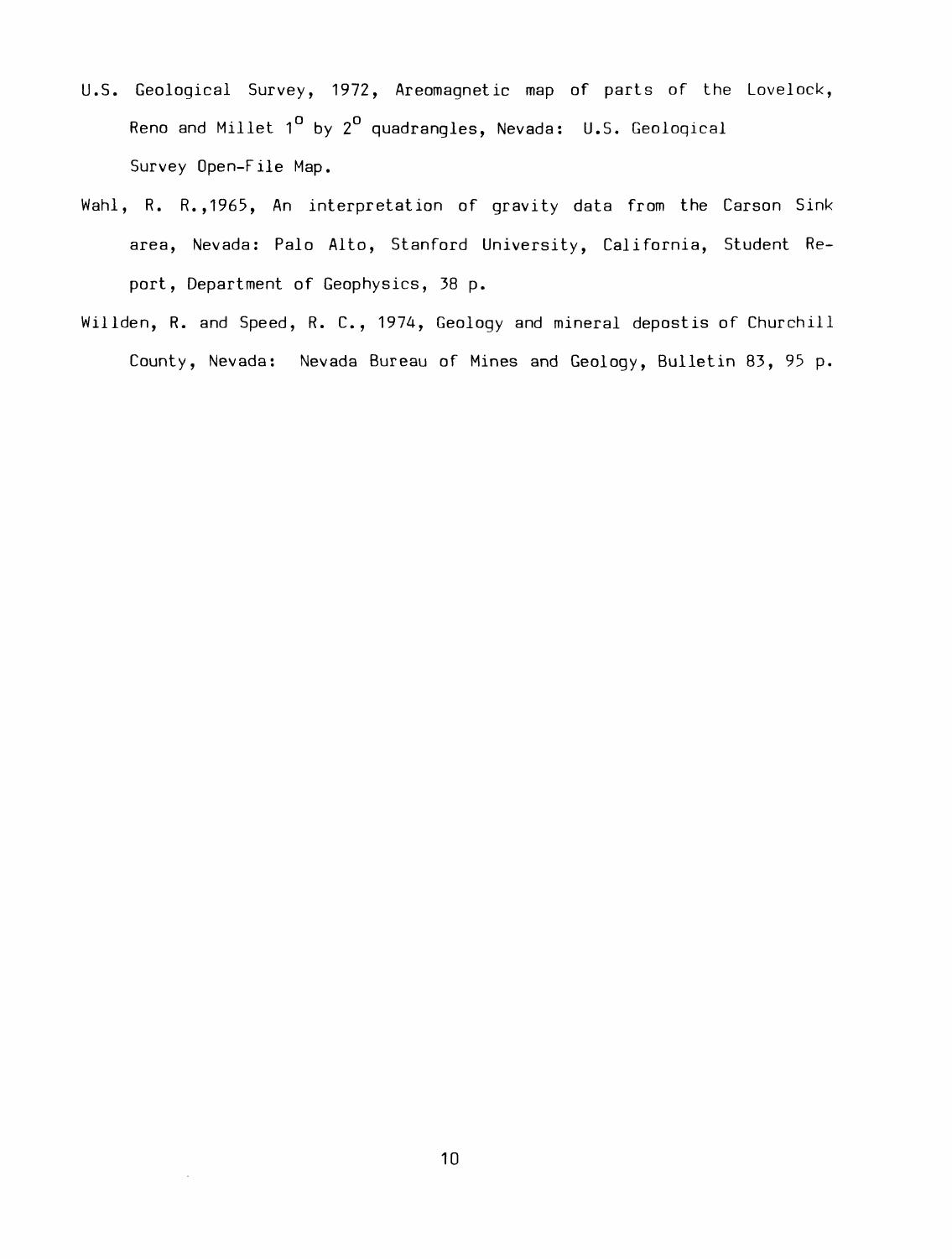U.S. Geological Survey, 1972, Areomagnetic map of parts of the Lovelock, Reno and Millet $1^{o}$ by $2^{o}$ quadrangles, Nevada: U.S. Geological Survey Open-File Map.

Wahl, R. R.,1965, An interpretation of gravity data from the Carson Sink area, Nevada: Palo Alto, Stanford University, California, Student Report, Department of Geophysics, 38 p.

Willden, R. and Speed, R. C., 1974, Geology and mineral depostis of Churchill County, Nevada: Nevada Bureau of Mines and Geology, Bulletin 83, 95 p.